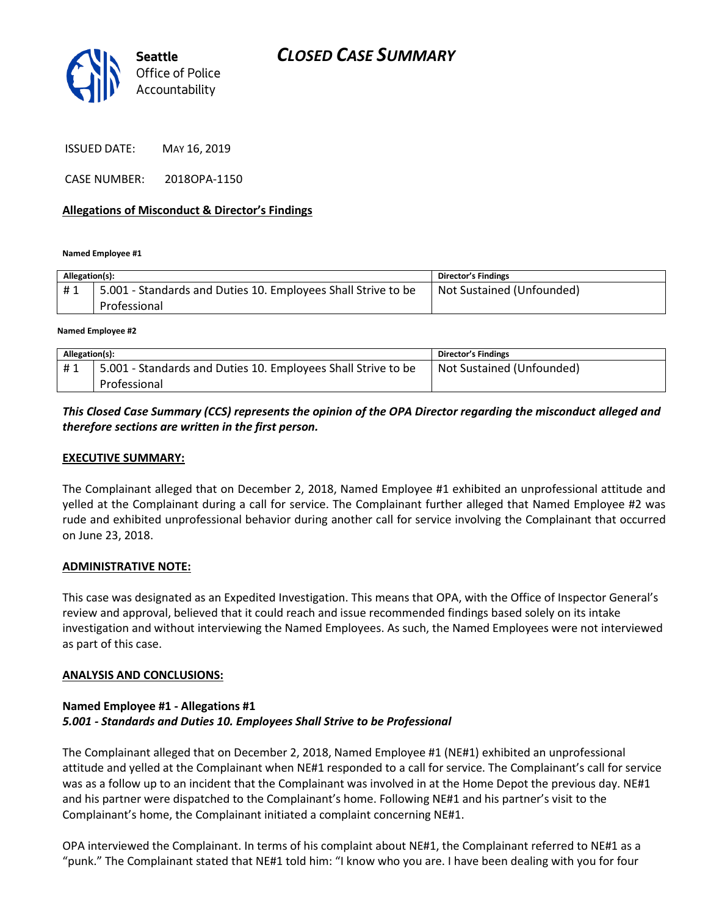Seattle Office of Police Accountability

# CLOSED CASE SUMMARY

ISSUED DATE: MAY 16, 2019

CASE NUMBER: 2018OPA-1150

## Allegations of Misconduct & Director's Findings

**Named Employee #1**

| Allegation(s): | | Director's Findings |
|---|---|---|
| # 1 | 5.001 - Standards and Duties 10. Employees Shall Strive to be Professional | Not Sustained (Unfounded) |

**Named Employee #2**

| Allegation(s): | | Director's Findings |
|---|---|---|
| # 1 | 5.001 - Standards and Duties 10. Employees Shall Strive to be Professional | Not Sustained (Unfounded) |

***This Closed Case Summary (CCS) represents the opinion of the OPA Director regarding the misconduct alleged and therefore sections are written in the first person.***

## EXECUTIVE SUMMARY:

The Complainant alleged that on December 2, 2018, Named Employee #1 exhibited an unprofessional attitude and yelled at the Complainant during a call for service. The Complainant further alleged that Named Employee #2 was rude and exhibited unprofessional behavior during another call for service involving the Complainant that occurred on June 23, 2018.

## ADMINISTRATIVE NOTE:

This case was designated as an Expedited Investigation. This means that OPA, with the Office of Inspector General's review and approval, believed that it could reach and issue recommended findings based solely on its intake investigation and without interviewing the Named Employees. As such, the Named Employees were not interviewed as part of this case.

## ANALYSIS AND CONCLUSIONS:

### Named Employee #1 - Allegations #1
***5.001 - Standards and Duties 10. Employees Shall Strive to be Professional***

The Complainant alleged that on December 2, 2018, Named Employee #1 (NE#1) exhibited an unprofessional attitude and yelled at the Complainant when NE#1 responded to a call for service. The Complainant's call for service was as a follow up to an incident that the Complainant was involved in at the Home Depot the previous day. NE#1 and his partner were dispatched to the Complainant's home. Following NE#1 and his partner's visit to the Complainant's home, the Complainant initiated a complaint concerning NE#1.

OPA interviewed the Complainant. In terms of his complaint about NE#1, the Complainant referred to NE#1 as a "punk." The Complainant stated that NE#1 told him: "I know who you are. I have been dealing with you for four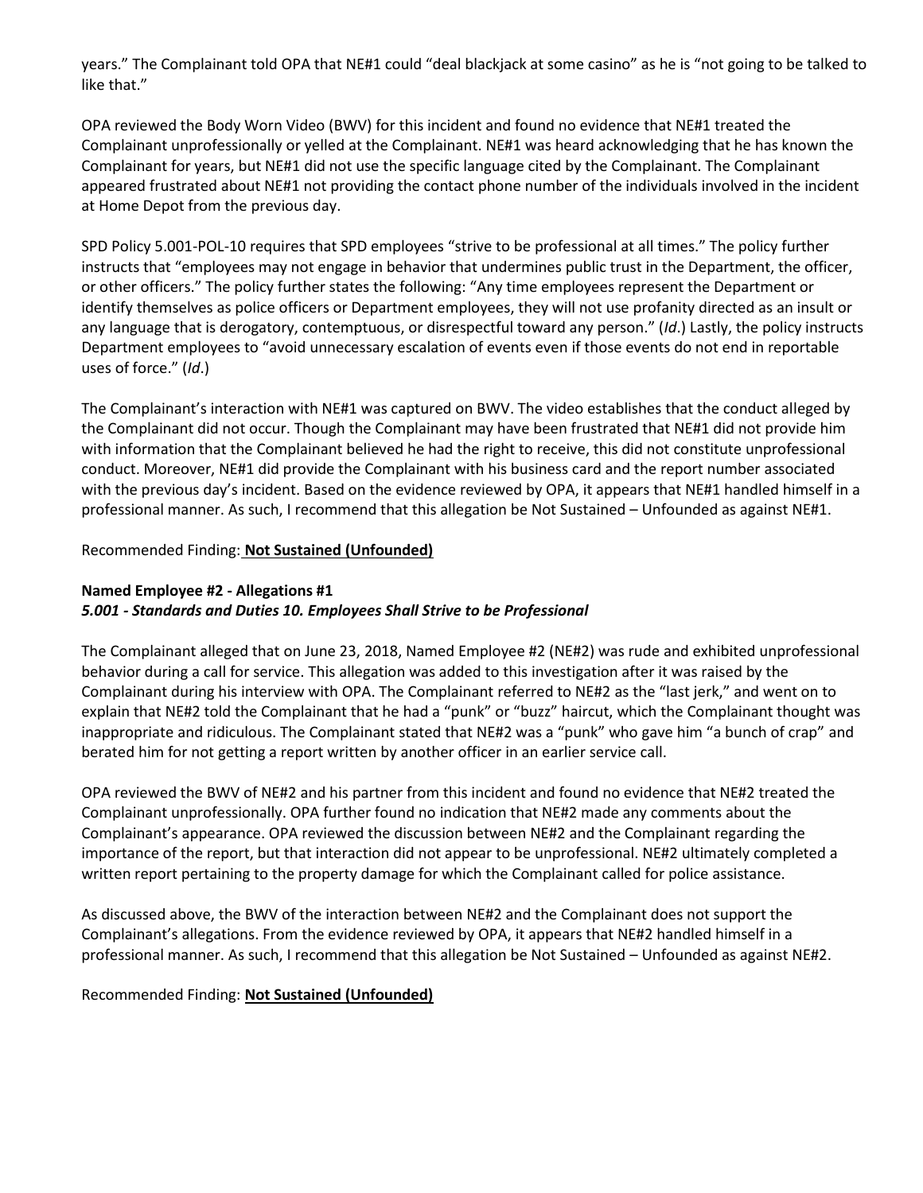years." The Complainant told OPA that NE#1 could "deal blackjack at some casino" as he is "not going to be talked to like that."

OPA reviewed the Body Worn Video (BWV) for this incident and found no evidence that NE#1 treated the Complainant unprofessionally or yelled at the Complainant. NE#1 was heard acknowledging that he has known the Complainant for years, but NE#1 did not use the specific language cited by the Complainant. The Complainant appeared frustrated about NE#1 not providing the contact phone number of the individuals involved in the incident at Home Depot from the previous day.

SPD Policy 5.001-POL-10 requires that SPD employees "strive to be professional at all times." The policy further instructs that "employees may not engage in behavior that undermines public trust in the Department, the officer, or other officers." The policy further states the following: "Any time employees represent the Department or identify themselves as police officers or Department employees, they will not use profanity directed as an insult or any language that is derogatory, contemptuous, or disrespectful toward any person." (*Id*.) Lastly, the policy instructs Department employees to "avoid unnecessary escalation of events even if those events do not end in reportable uses of force." (*Id*.)

The Complainant's interaction with NE#1 was captured on BWV. The video establishes that the conduct alleged by the Complainant did not occur. Though the Complainant may have been frustrated that NE#1 did not provide him with information that the Complainant believed he had the right to receive, this did not constitute unprofessional conduct. Moreover, NE#1 did provide the Complainant with his business card and the report number associated with the previous day's incident. Based on the evidence reviewed by OPA, it appears that NE#1 handled himself in a professional manner. As such, I recommend that this allegation be Not Sustained – Unfounded as against NE#1.

Recommended Finding: **Not Sustained (Unfounded)**

**Named Employee #2 - Allegations #1**
***5.001 - Standards and Duties 10. Employees Shall Strive to be Professional***

The Complainant alleged that on June 23, 2018, Named Employee #2 (NE#2) was rude and exhibited unprofessional behavior during a call for service. This allegation was added to this investigation after it was raised by the Complainant during his interview with OPA. The Complainant referred to NE#2 as the "last jerk," and went on to explain that NE#2 told the Complainant that he had a "punk" or "buzz" haircut, which the Complainant thought was inappropriate and ridiculous. The Complainant stated that NE#2 was a "punk" who gave him "a bunch of crap" and berated him for not getting a report written by another officer in an earlier service call.

OPA reviewed the BWV of NE#2 and his partner from this incident and found no evidence that NE#2 treated the Complainant unprofessionally. OPA further found no indication that NE#2 made any comments about the Complainant's appearance. OPA reviewed the discussion between NE#2 and the Complainant regarding the importance of the report, but that interaction did not appear to be unprofessional. NE#2 ultimately completed a written report pertaining to the property damage for which the Complainant called for police assistance.

As discussed above, the BWV of the interaction between NE#2 and the Complainant does not support the Complainant's allegations. From the evidence reviewed by OPA, it appears that NE#2 handled himself in a professional manner. As such, I recommend that this allegation be Not Sustained – Unfounded as against NE#2.

Recommended Finding: **Not Sustained (Unfounded)**